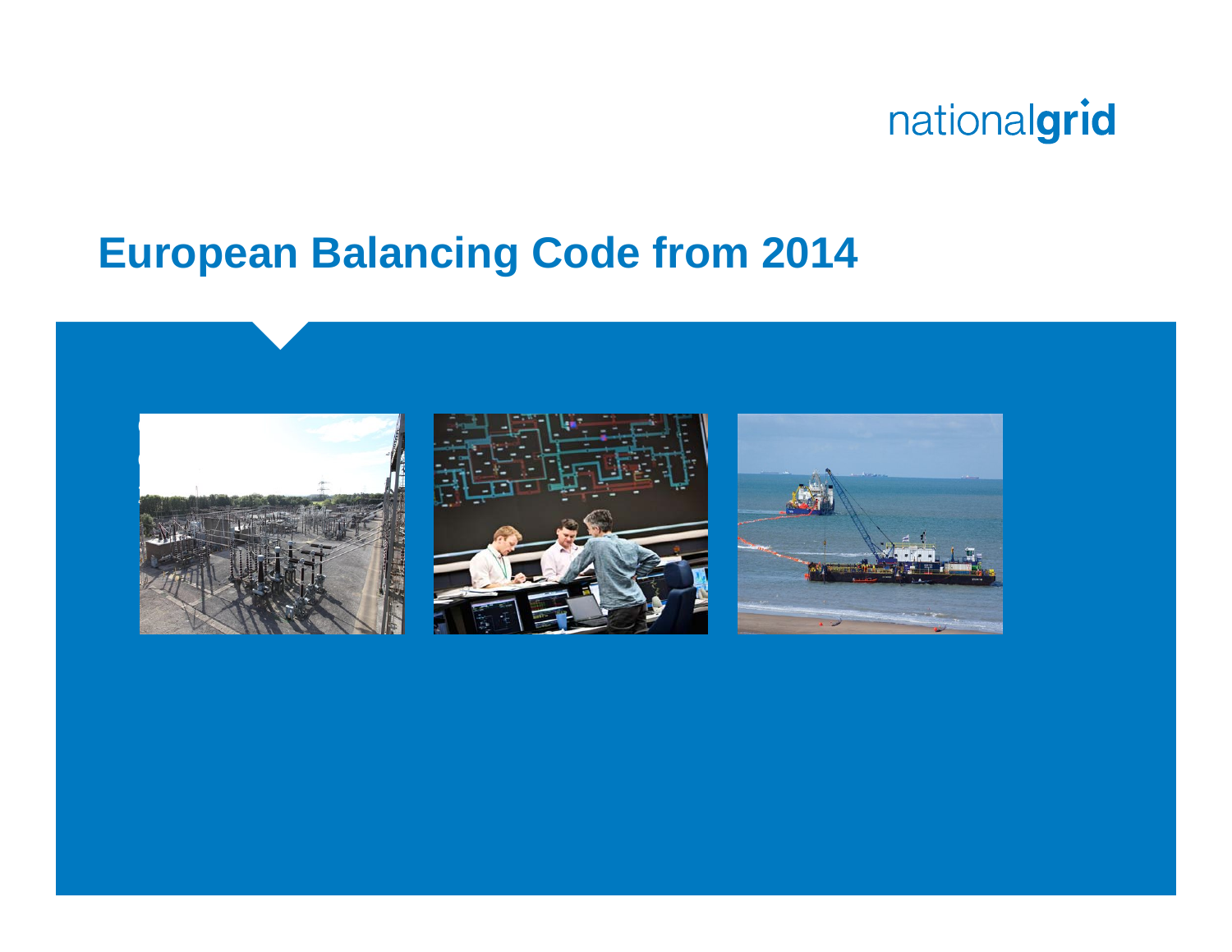# European Balancing Code from 2014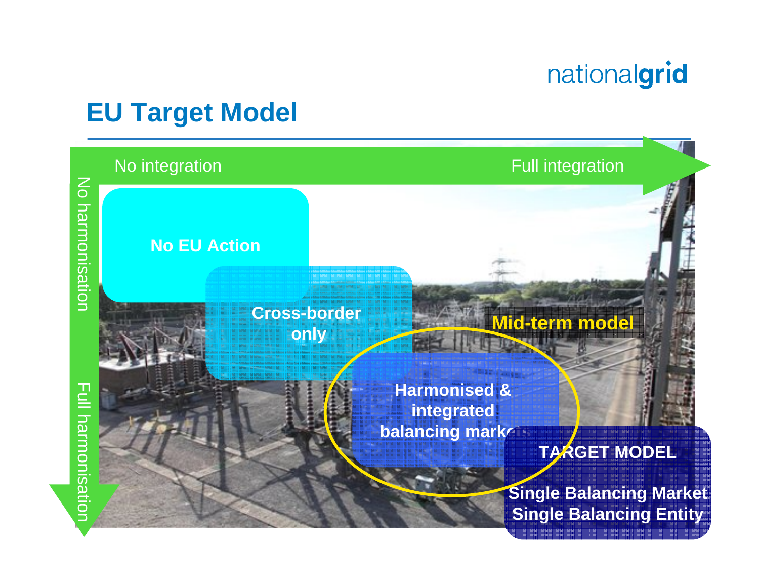# EU Target Model

No integration → Full integration

No harmonisation → Full harmonisation

**No EU Action**

**Cross-border only**

**Mid-term model**

**Harmonised & integrated balancing markets**

**TARGET MODEL**

**Single Balancing Market**
**Single Balancing Entity**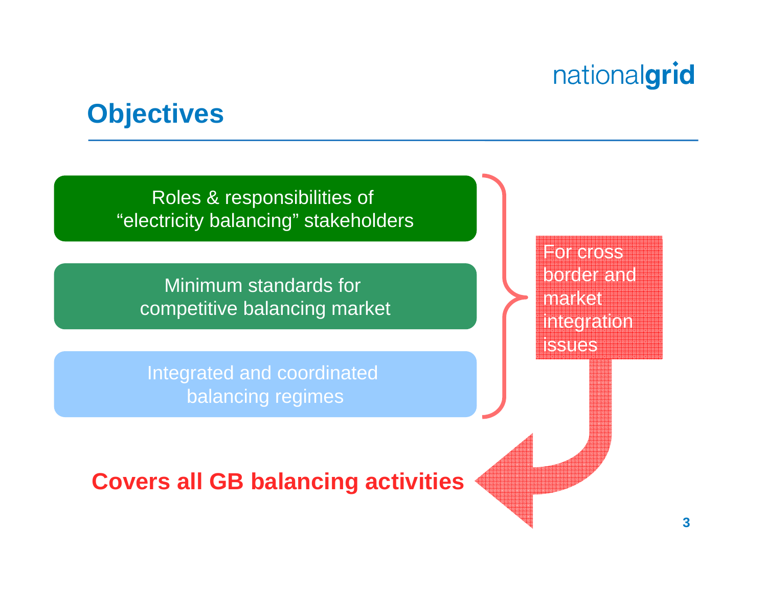# Objectives

- Roles & responsibilities of "electricity balancing" stakeholders
- Minimum standards for competitive balancing market
- Integrated and coordinated balancing regimes

For cross border and market integration issues

**Covers all GB balancing activities**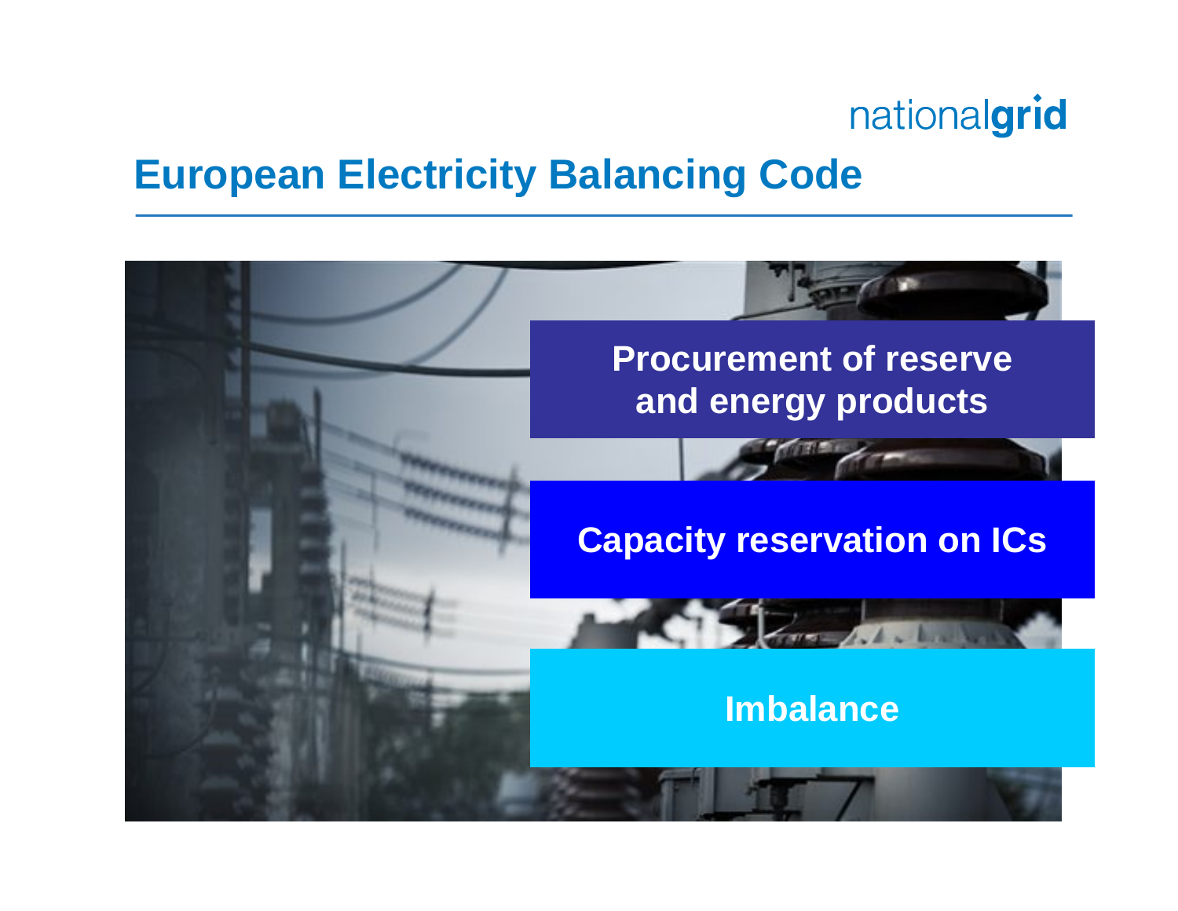# European Electricity Balancing Code

- Procurement of reserve and energy products
- Capacity reservation on ICs
- Imbalance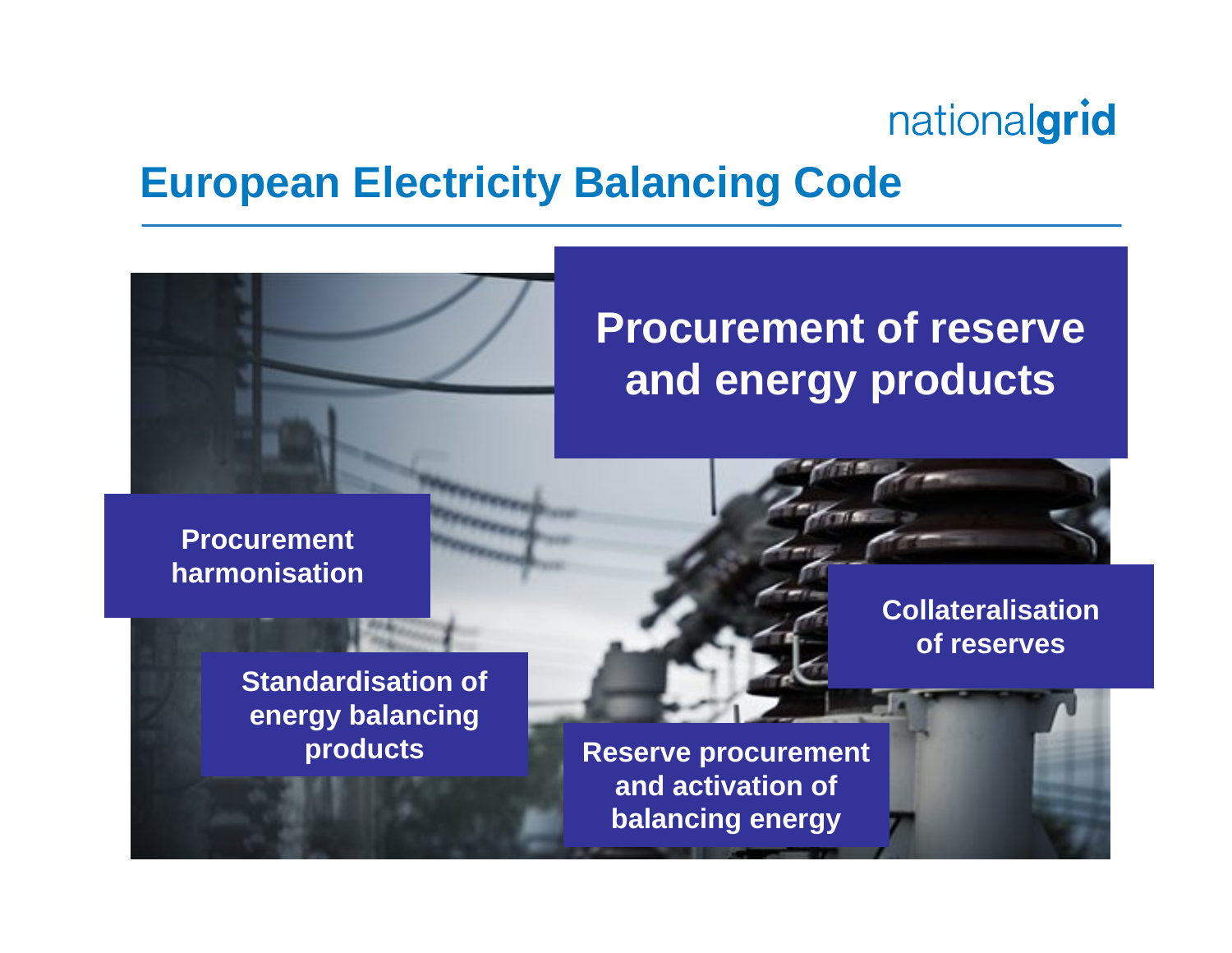# European Electricity Balancing Code

## Procurement of reserve and energy products

**Procurement harmonisation**

**Standardisation of energy balancing products**

**Reserve procurement and activation of balancing energy**

**Collateralisation of reserves**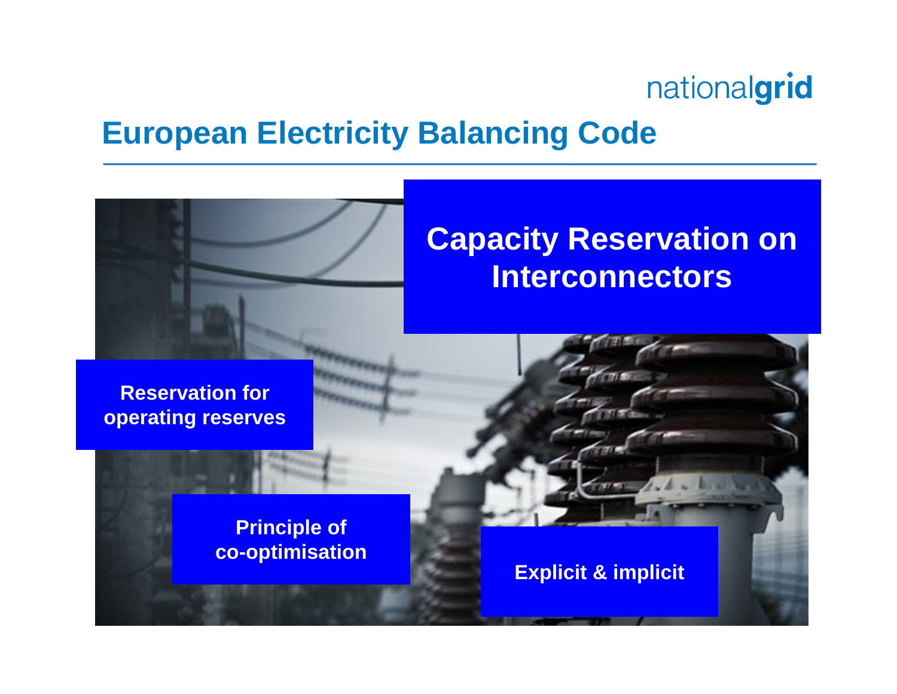# European Electricity Balancing Code

## Capacity Reservation on Interconnectors

**Reservation for operating reserves**

**Principle of co-optimisation**

**Explicit & implicit**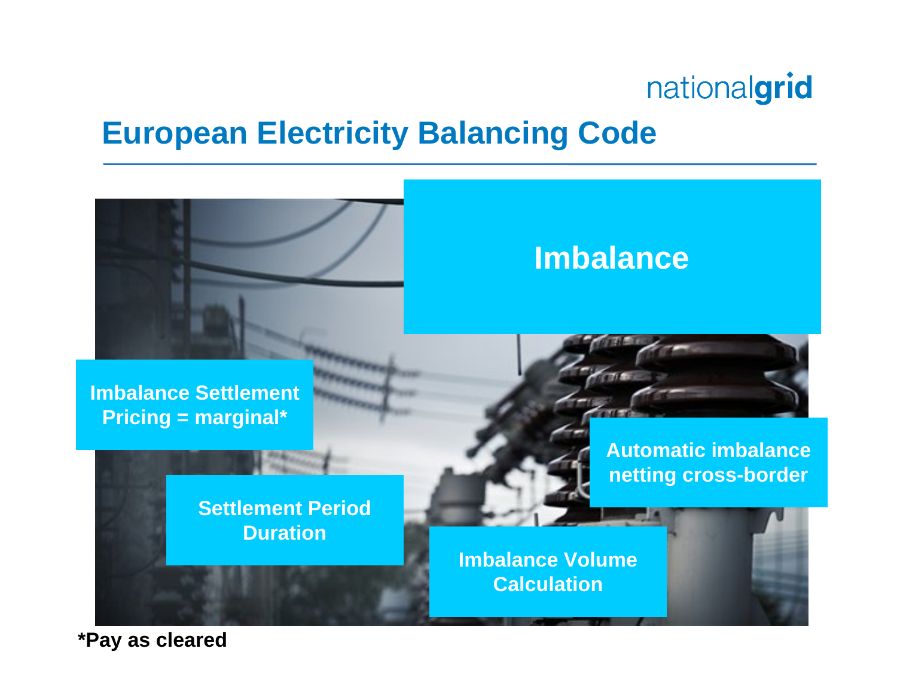# European Electricity Balancing Code

## Imbalance

- Imbalance Settlement Pricing = marginal*
- Settlement Period Duration
- Imbalance Volume Calculation
- Automatic imbalance netting cross-border

**\*Pay as cleared**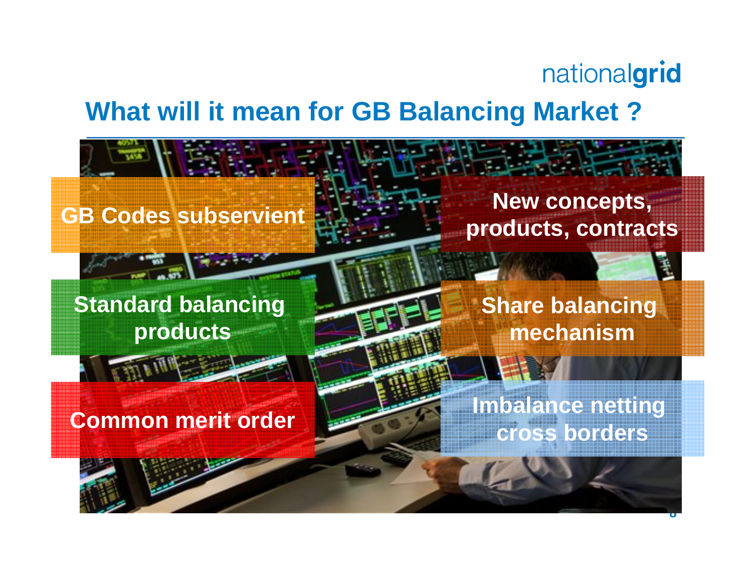# What will it mean for GB Balancing Market ?

- GB Codes subservient
- New concepts, products, contracts
- Standard balancing products
- Share balancing mechanism
- Common merit order
- Imbalance netting cross borders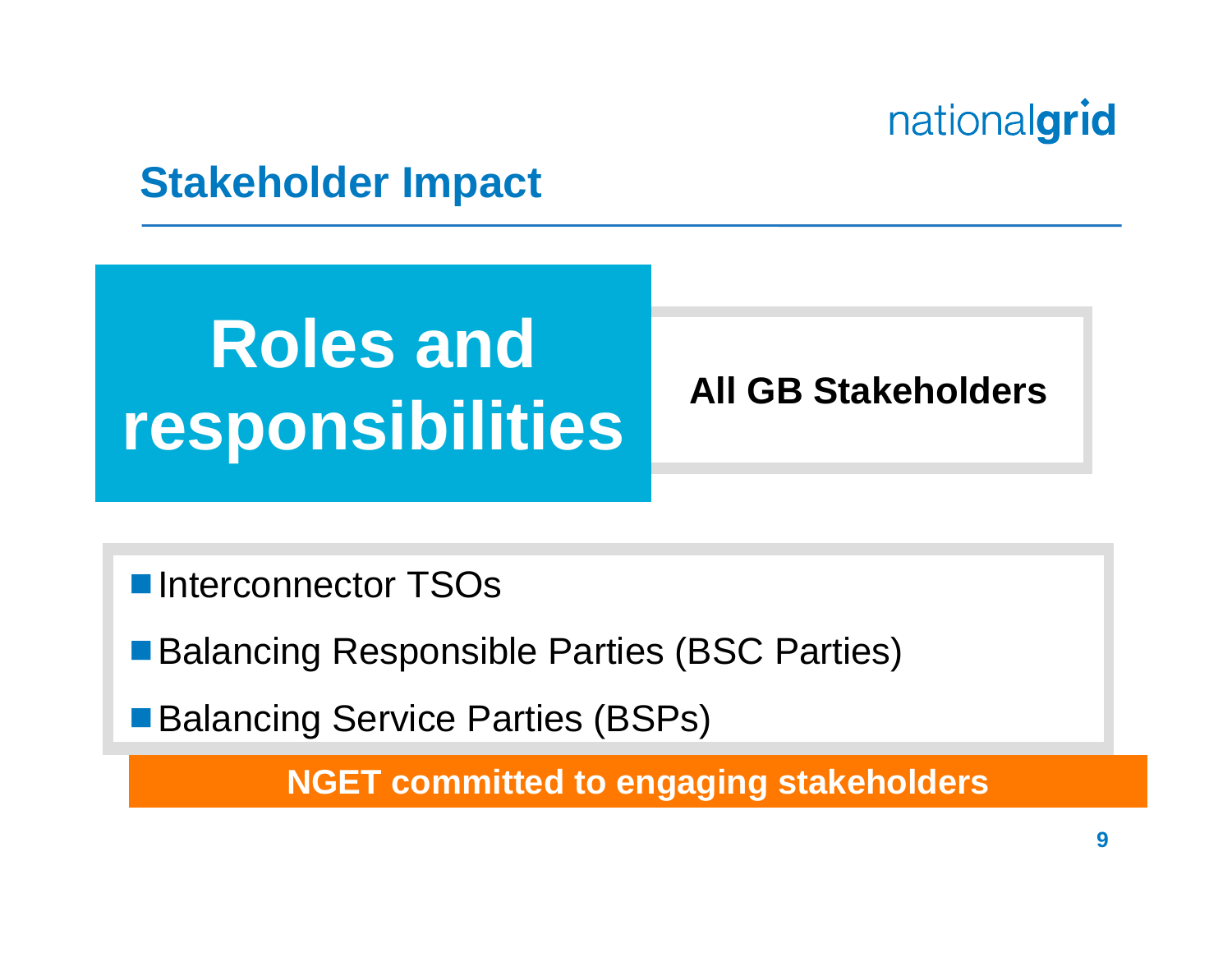## Stakeholder Impact

# Roles and responsibilities

**All GB Stakeholders**

- Interconnector TSOs
- Balancing Responsible Parties (BSC Parties)
- Balancing Service Parties (BSPs)

**NGET committed to engaging stakeholders**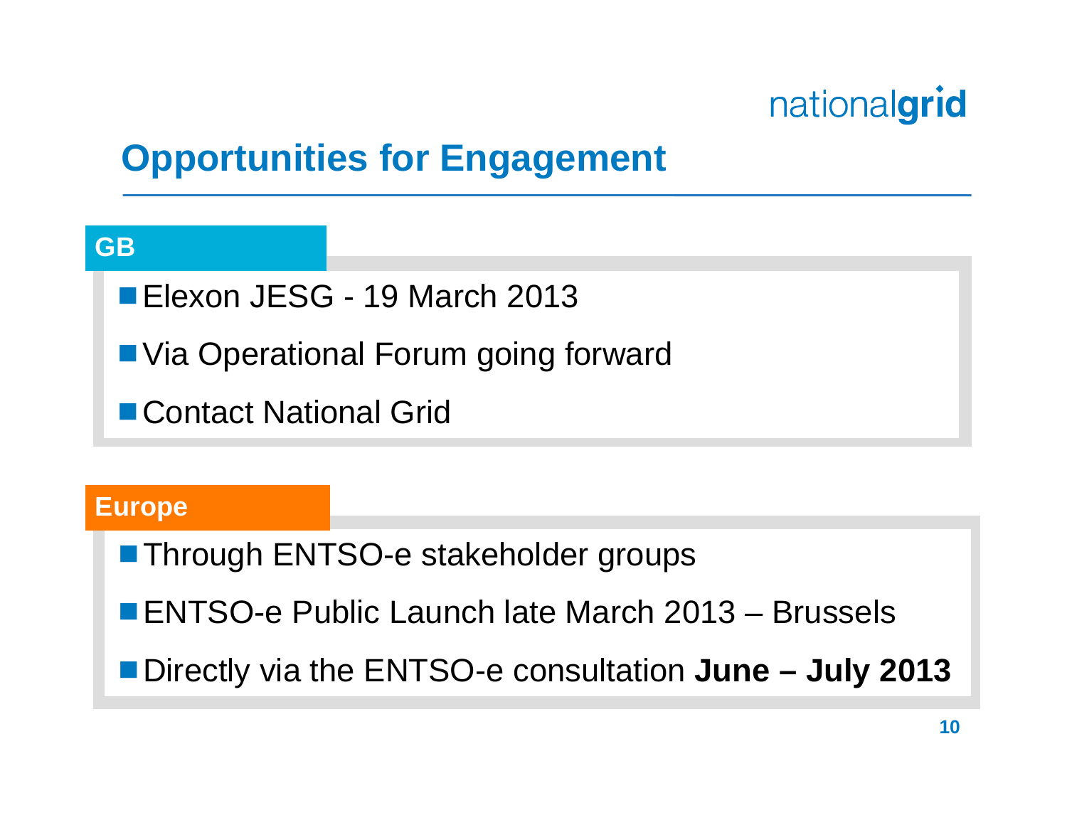# Opportunities for Engagement

## GB

- Elexon JESG - 19 March 2013
- Via Operational Forum going forward
- Contact National Grid

## Europe

- Through ENTSO-e stakeholder groups
- ENTSO-e Public Launch late March 2013 – Brussels
- Directly via the ENTSO-e consultation **June – July 2013**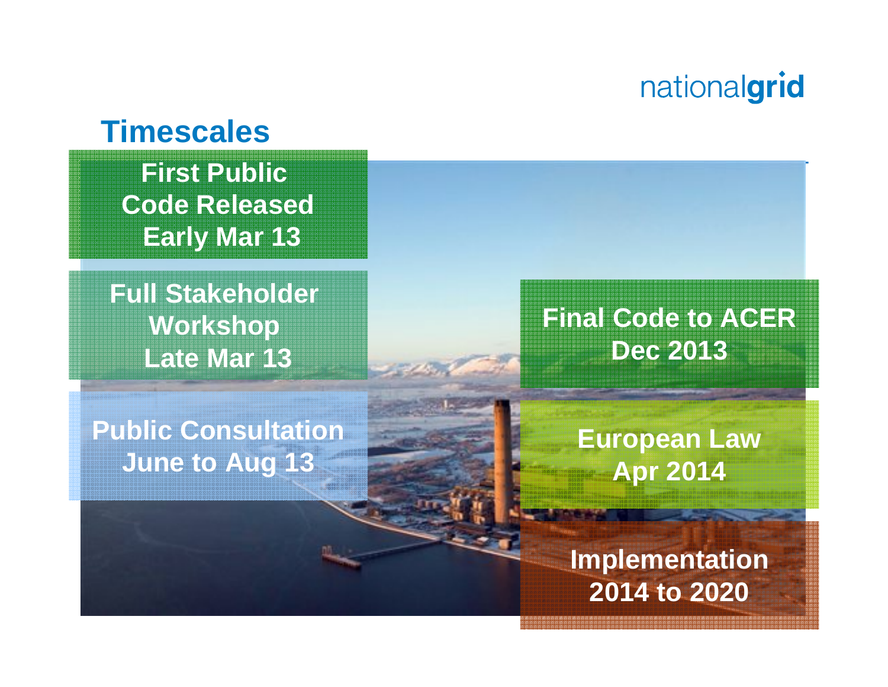# Timescales

**First Public Code Released Early Mar 13**

**Full Stakeholder Workshop Late Mar 13**

**Public Consultation June to Aug 13**

**Final Code to ACER Dec 2013**

**European Law Apr 2014**

**Implementation 2014 to 2020**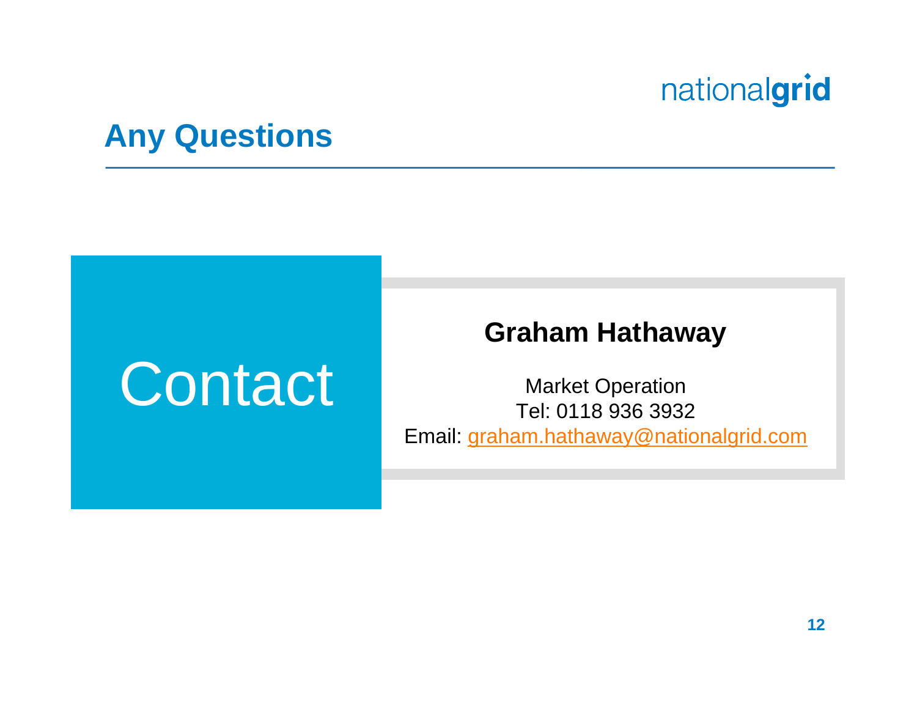## Any Questions

# Contact

**Graham Hathaway**

Market Operation
Tel: 0118 936 3932
Email: graham.hathaway@nationalgrid.com